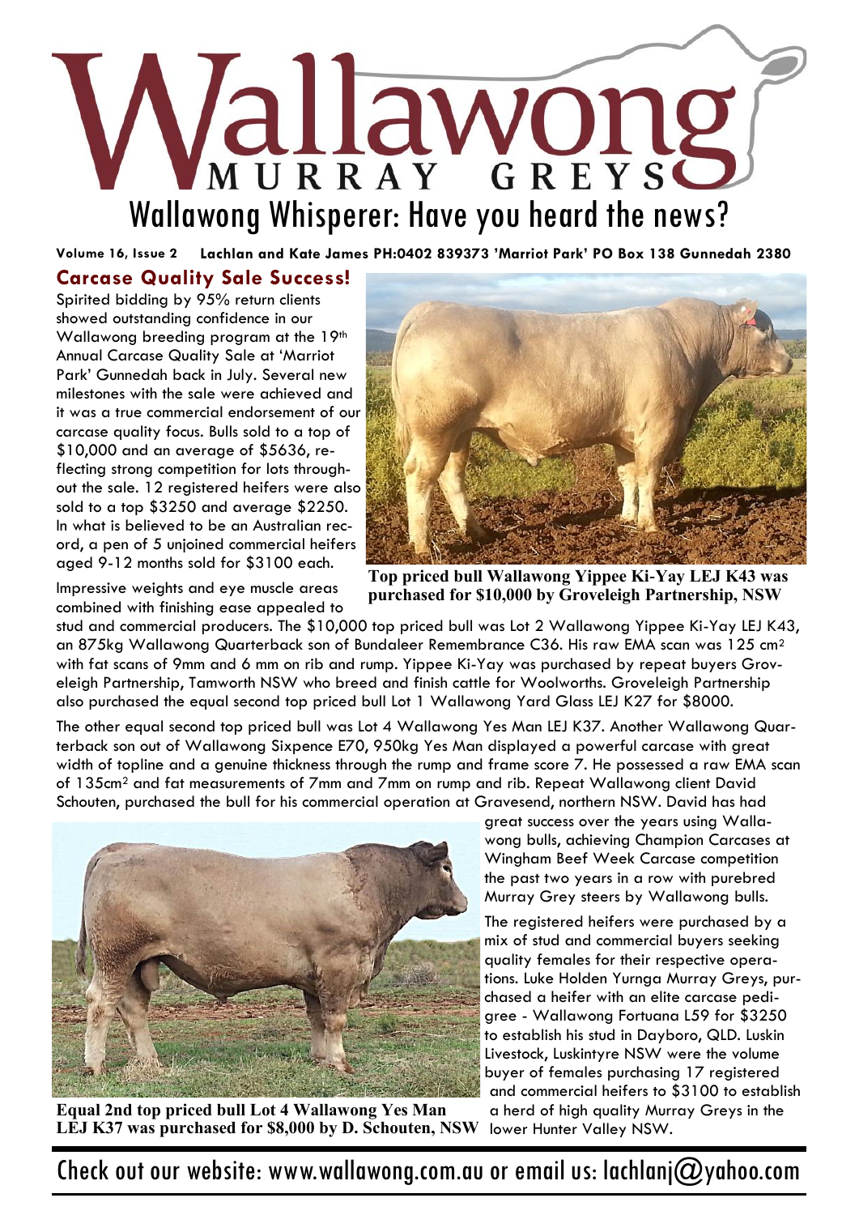# Wallawong Murray Greys

## Wallawong Whisperer: Have you heard the news?

**Volume 16, Issue 2 Lachlan and Kate James PH:0402 839373 'Marriot Park' PO Box 138 Gunnedah 2380**

### Carcase Quality Sale Success!

Spirited bidding by 95% return clients showed outstanding confidence in our Wallawong breeding program at the 19th Annual Carcase Quality Sale at 'Marriot Park' Gunnedah back in July. Several new milestones with the sale were achieved and it was a true commercial endorsement of our carcase quality focus. Bulls sold to a top of \$10,000 and an average of \$5636, reflecting strong competition for lots throughout the sale. 12 registered heifers were also sold to a top \$3250 and average \$2250. In what is believed to be an Australian record, a pen of 5 unjoined commercial heifers aged 9-12 months sold for \$3100 each.

**Top priced bull Wallawong Yippee Ki-Yay LEJ K43 was purchased for \$10,000 by Groveleigh Partnership, NSW**

Impressive weights and eye muscle areas combined with finishing ease appealed to stud and commercial producers. The \$10,000 top priced bull was Lot 2 Wallawong Yippee Ki-Yay LEJ K43, an 875kg Wallawong Quarterback son of Bundaleer Remembrance C36. His raw EMA scan was 125 $cm^2$ with fat scans of 9mm and 6 mm on rib and rump. Yippee Ki-Yay was purchased by repeat buyers Groveleigh Partnership, Tamworth NSW who breed and finish cattle for Woolworths. Groveleigh Partnership also purchased the equal second top priced bull Lot 1 Wallawong Yard Glass LEJ K27 for \$8000.

The other equal second top priced bull was Lot 4 Wallawong Yes Man LEJ K37. Another Wallawong Quarterback son out of Wallawong Sixpence E70, 950kg Yes Man displayed a powerful carcase with great width of topline and a genuine thickness through the rump and frame score 7. He possessed a raw EMA scan of 135$cm^2$ and fat measurements of 7mm and 7mm on rump and rib. Repeat Wallawong client David Schouten, purchased the bull for his commercial operation at Gravesend, northern NSW. David has had great success over the years using Wallawong bulls, achieving Champion Carcases at Wingham Beef Week Carcase competition the past two years in a row with purebred Murray Grey steers by Wallawong bulls.

**Equal 2nd top priced bull Lot 4 Wallawong Yes Man LEJ K37 was purchased for \$8,000 by D. Schouten, NSW**

The registered heifers were purchased by a mix of stud and commercial buyers seeking quality females for their respective operations. Luke Holden Yurnga Murray Greys, purchased a heifer with an elite carcase pedigree - Wallawong Fortuana L59 for \$3250 to establish his stud in Dayboro, QLD. Luskin Livestock, Luskintyre NSW were the volume buyer of females purchasing 17 registered and commercial heifers to \$3100 to establish a herd of high quality Murray Greys in the lower Hunter Valley NSW.

Check out our website: www.wallawong.com.au or email us: lachlanj@yahoo.com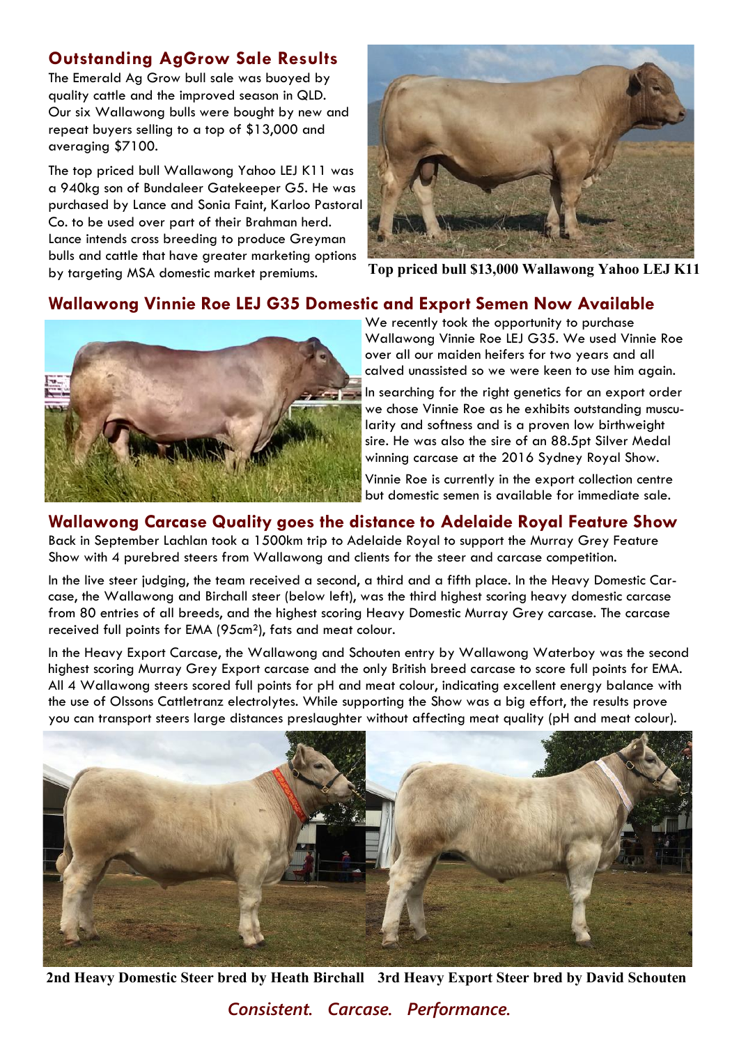## Outstanding AgGrow Sale Results

The Emerald Ag Grow bull sale was buoyed by quality cattle and the improved season in QLD. Our six Wallawong bulls were bought by new and repeat buyers selling to a top of $13,000 and averaging $7100.

The top priced bull Wallawong Yahoo LEJ K11 was a 940kg son of Bundaleer Gatekeeper G5. He was purchased by Lance and Sonia Faint, Karloo Pastoral Co. to be used over part of their Brahman herd. Lance intends cross breeding to produce Greyman bulls and cattle that have greater marketing options by targeting MSA domestic market premiums.

**Top priced bull $13,000 Wallawong Yahoo LEJ K11**

## Wallawong Vinnie Roe LEJ G35 Domestic and Export Semen Now Available

We recently took the opportunity to purchase Wallawong Vinnie Roe LEJ G35. We used Vinnie Roe over all our maiden heifers for two years and all calved unassisted so we were keen to use him again.

In searching for the right genetics for an export order we chose Vinnie Roe as he exhibits outstanding muscularity and softness and is a proven low birthweight sire. He was also the sire of an 88.5pt Silver Medal winning carcase at the 2016 Sydney Royal Show.

Vinnie Roe is currently in the export collection centre but domestic semen is available for immediate sale.

## Wallawong Carcase Quality goes the distance to Adelaide Royal Feature Show

Back in September Lachlan took a 1500km trip to Adelaide Royal to support the Murray Grey Feature Show with 4 purebred steers from Wallawong and clients for the steer and carcase competition.

In the live steer judging, the team received a second, a third and a fifth place. In the Heavy Domestic Carcase, the Wallawong and Birchall steer (below left), was the third highest scoring heavy domestic carcase from 80 entries of all breeds, and the highest scoring Heavy Domestic Murray Grey carcase. The carcase received full points for EMA (95cm$^2$), fats and meat colour.

In the Heavy Export Carcase, the Wallawong and Schouten entry by Wallawong Waterboy was the second highest scoring Murray Grey Export carcase and the only British breed carcase to score full points for EMA. All 4 Wallawong steers scored full points for pH and meat colour, indicating excellent energy balance with the use of Olssons Cattletranz electrolytes. While supporting the Show was a big effort, the results prove you can transport steers large distances preslaughter without affecting meat quality (pH and meat colour).

**2nd Heavy Domestic Steer bred by Heath Birchall**

**3rd Heavy Export Steer bred by David Schouten**

*Consistent. Carcase. Performance.*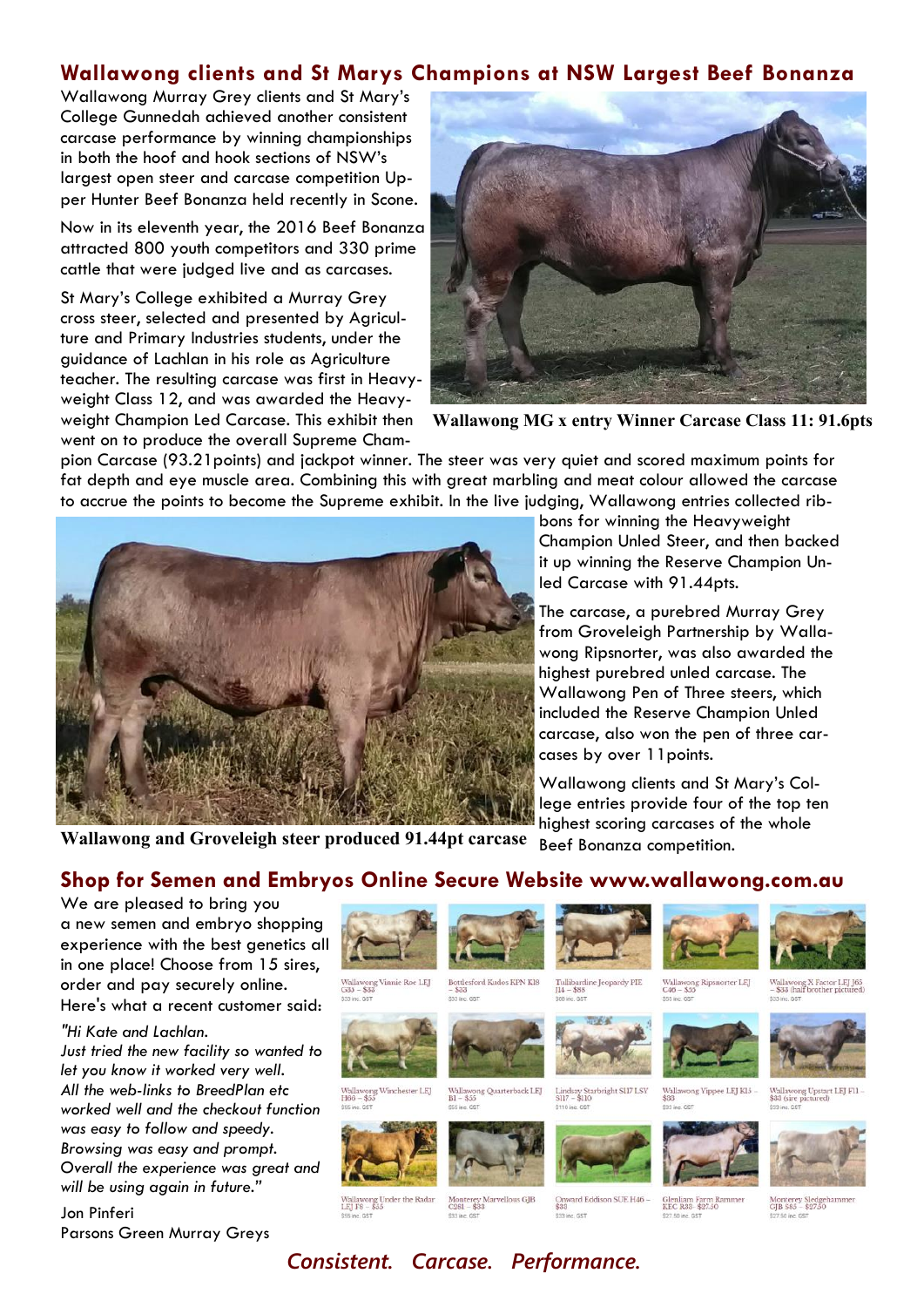## Wallawong clients and St Marys Champions at NSW Largest Beef Bonanza

Wallawong Murray Grey clients and St Mary's College Gunnedah achieved another consistent carcase performance by winning championships in both the hoof and hook sections of NSW's largest open steer and carcase competition Upper Hunter Beef Bonanza held recently in Scone.

Now in its eleventh year, the 2016 Beef Bonanza attracted 800 youth competitors and 330 prime cattle that were judged live and as carcases.

St Mary's College exhibited a Murray Grey cross steer, selected and presented by Agriculture and Primary Industries students, under the guidance of Lachlan in his role as Agriculture teacher. The resulting carcase was first in Heavyweight Class 12, and was awarded the Heavyweight Champion Led Carcase. This exhibit then went on to produce the overall Supreme Champion Carcase (93.21points) and jackpot winner. The steer was very quiet and scored maximum points for fat depth and eye muscle area. Combining this with great marbling and meat colour allowed the carcase to accrue the points to become the Supreme exhibit. In the live judging, Wallawong entries collected ribbons for winning the Heavyweight Champion Unled Steer, and then backed it up winning the Reserve Champion Unled Carcase with 91.44pts.

**Wallawong MG x entry Winner Carcase Class 11: 91.6pts**

The carcase, a purebred Murray Grey from Groveleigh Partnership by Wallawong Ripsnorter, was also awarded the highest purebred unled carcase. The Wallawong Pen of Three steers, which included the Reserve Champion Unled carcase, also won the pen of three carcases by over 11points.

Wallawong clients and St Mary's College entries provide four of the top ten highest scoring carcases of the whole Beef Bonanza competition.

**Wallawong and Groveleigh steer produced 91.44pt carcase**

## Shop for Semen and Embryos Online Secure Website www.wallawong.com.au

We are pleased to bring you a new semen and embryo shopping experience with the best genetics all in one place! Choose from 15 sires, order and pay securely online. Here's what a recent customer said:

*"Hi Kate and Lachlan.*
*Just tried the new facility so wanted to let you know it worked very well.*
*All the web-links to BreedPlan etc worked well and the checkout function was easy to follow and speedy.*
*Browsing was easy and prompt.*
*Overall the experience was great and will be using again in future."*

Jon Pinferi
Parsons Green Murray Greys

Wallawong Vinnie Roe LEJ G33 – $33 ($33 inc. GST)

Bottlesford Kudos KPN K18 – $33 ($33 inc. GST)

Tullibardine Jeopardy PIE J14 – $88 ($88 inc. GST)

Wallawong Ripsnorter LEJ C40 – $33 ($33 inc. GST)

Wallawong X Factor LEJ J65 – $33 (half brother pictured) ($33 inc. GST)

Wallawong Winchester LEJ H66 – $55 ($55 inc. GST)

Wallawong Quarterback LEJ B1 – $55 ($55 inc. GST)

Lindsay Starbright S117 LSY S117 – $110 ($110 inc. GST)

Wallawong Yippee LEJ K13 – $33 ($33 inc. GST)

Wallawong Upstart LEJ F11 – $33 (sire pictured) ($33 inc. GST)

Wallawong Under the Radar LEJ F8 – $55 ($55 inc. GST)

Monterey Marvellous GJB C381 – $33 ($33 inc. GST)

Onward Eddison SUE H46 – $33 ($33 inc. GST)

Glenlian Farm Rammer KEC R38 – $27.50 ($27.50 inc. GST)

Monterey Sledgehammer GJB S85 – $27.50 ($27.50 inc. GST)

*Consistent. Carcase. Performance.*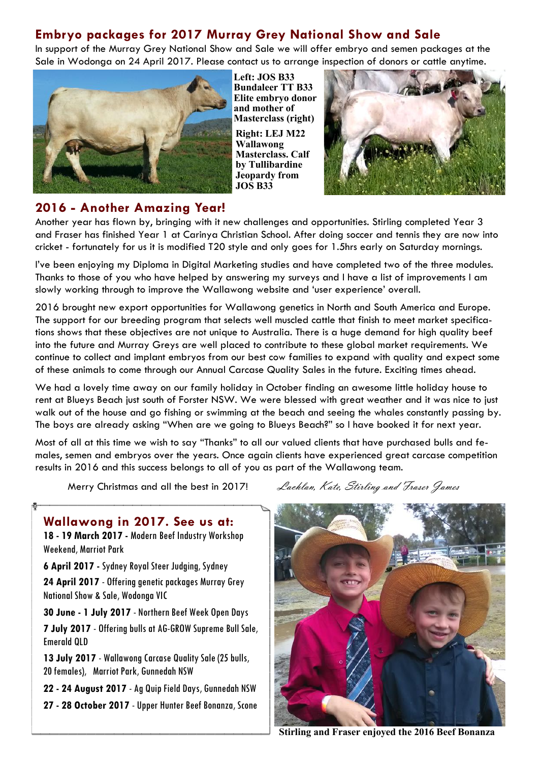## Embryo packages for 2017 Murray Grey National Show and Sale

In support of the Murray Grey National Show and Sale we will offer embryo and semen packages at the Sale in Wodonga on 24 April 2017. Please contact us to arrange inspection of donors or cattle anytime.

**Left: JOS B33 Bundaleer TT B33 Elite embryo donor and mother of Masterclass (right)**

**Right: LEJ M22 Wallawong Masterclass. Calf by Tullibardine Jeopardy from JOS B33**

## 2016 - Another Amazing Year!

Another year has flown by, bringing with it new challenges and opportunities. Stirling completed Year 3 and Fraser has finished Year 1 at Carinya Christian School. After doing soccer and tennis they are now into cricket - fortunately for us it is modified T20 style and only goes for 1.5hrs early on Saturday mornings.

I've been enjoying my Diploma in Digital Marketing studies and have completed two of the three modules. Thanks to those of you who have helped by answering my surveys and I have a list of improvements I am slowly working through to improve the Wallawong website and 'user experience' overall.

2016 brought new export opportunities for Wallawong genetics in North and South America and Europe. The support for our breeding program that selects well muscled cattle that finish to meet market specifications shows that these objectives are not unique to Australia. There is a huge demand for high quality beef into the future and Murray Greys are well placed to contribute to these global market requirements. We continue to collect and implant embryos from our best cow families to expand with quality and expect some of these animals to come through our Annual Carcase Quality Sales in the future. Exciting times ahead.

We had a lovely time away on our family holiday in October finding an awesome little holiday house to rent at Blueys Beach just south of Forster NSW. We were blessed with great weather and it was nice to just walk out of the house and go fishing or swimming at the beach and seeing the whales constantly passing by. The boys are already asking "When are we going to Blueys Beach?" so I have booked it for next year.

Most of all at this time we wish to say "Thanks" to all our valued clients that have purchased bulls and females, semen and embryos over the years. Once again clients have experienced great carcase competition results in 2016 and this success belongs to all of you as part of the Wallawong team.

Merry Christmas and all the best in 2017!

*Lachlan, Kate, Stirling and Fraser James*

## Wallawong in 2017. See us at:

**18 - 19 March 2017** - Modern Beef Industry Workshop Weekend, Marriot Park

**6 April 2017** - Sydney Royal Steer Judging, Sydney

**24 April 2017** - Offering genetic packages Murray Grey National Show & Sale, Wodonga VIC

**30 June - 1 July 2017** - Northern Beef Week Open Days

**7 July 2017** - Offering bulls at AG-GROW Supreme Bull Sale, Emerald QLD

**13 July 2017** - Wallawong Carcase Quality Sale (25 bulls, 20 females), Marriot Park, Gunnedah NSW

**22 - 24 August 2017** - Ag Quip Field Days, Gunnedah NSW

**27 - 28 October 2017** - Upper Hunter Beef Bonanza, Scone

**Stirling and Fraser enjoyed the 2016 Beef Bonanza**